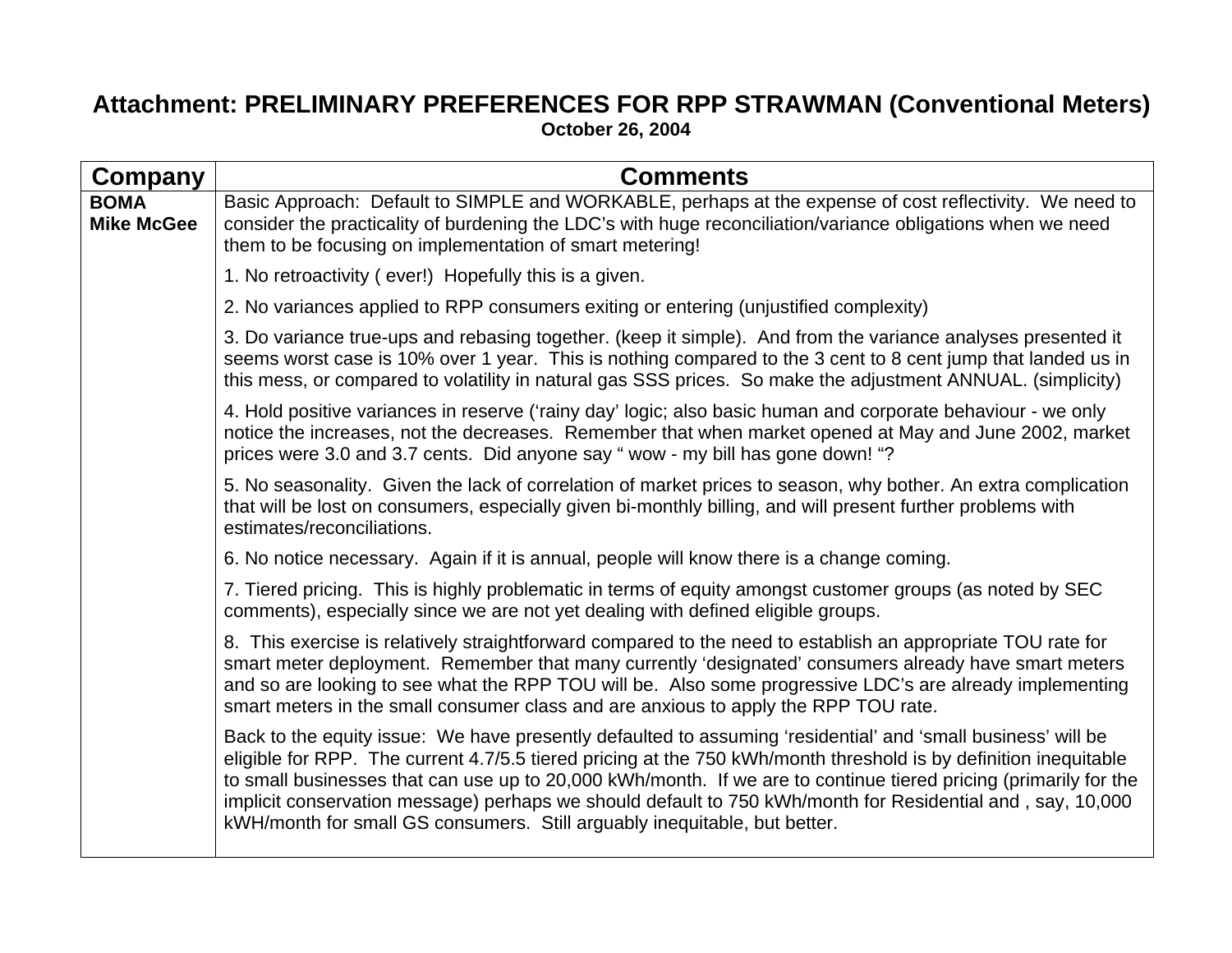# Attachment: PRELIMINARY PREFERENCES FOR RPP STRAWMAN (Conventional Meters)

**October 26, 2004**

| Company | Comments |
|---|---|
| **BOMA Mike McGee** | Basic Approach: Default to SIMPLE and WORKABLE, perhaps at the expense of cost reflectivity. We need to consider the practicality of burdening the LDC's with huge reconciliation/variance obligations when we need them to be focusing on implementation of smart metering!<br><br>1. No retroactivity ( ever!) Hopefully this is a given.<br><br>2. No variances applied to RPP consumers exiting or entering (unjustified complexity)<br><br>3. Do variance true-ups and rebasing together. (keep it simple). And from the variance analyses presented it seems worst case is 10% over 1 year. This is nothing compared to the 3 cent to 8 cent jump that landed us in this mess, or compared to volatility in natural gas SSS prices. So make the adjustment ANNUAL. (simplicity)<br><br>4. Hold positive variances in reserve ('rainy day' logic; also basic human and corporate behaviour - we only notice the increases, not the decreases. Remember that when market opened at May and June 2002, market prices were 3.0 and 3.7 cents. Did anyone say " wow - my bill has gone down! "?<br><br>5. No seasonality. Given the lack of correlation of market prices to season, why bother. An extra complication that will be lost on consumers, especially given bi-monthly billing, and will present further problems with estimates/reconciliations.<br><br>6. No notice necessary. Again if it is annual, people will know there is a change coming.<br><br>7. Tiered pricing. This is highly problematic in terms of equity amongst customer groups (as noted by SEC comments), especially since we are not yet dealing with defined eligible groups.<br><br>8. This exercise is relatively straightforward compared to the need to establish an appropriate TOU rate for smart meter deployment. Remember that many currently 'designated' consumers already have smart meters and so are looking to see what the RPP TOU will be. Also some progressive LDC's are already implementing smart meters in the small consumer class and are anxious to apply the RPP TOU rate.<br><br>Back to the equity issue: We have presently defaulted to assuming 'residential' and 'small business' will be eligible for RPP. The current 4.7/5.5 tiered pricing at the 750 kWh/month threshold is by definition inequitable to small businesses that can use up to 20,000 kWh/month. If we are to continue tiered pricing (primarily for the implicit conservation message) perhaps we should default to 750 kWh/month for Residential and , say, 10,000 kWH/month for small GS consumers. Still arguably inequitable, but better. |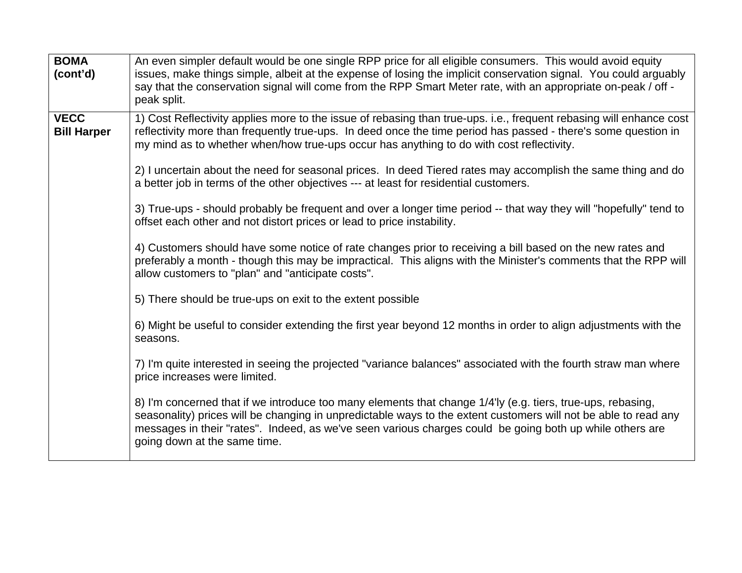| | |
|---|---|
| **BOMA (cont'd)** | An even simpler default would be one single RPP price for all eligible consumers. This would avoid equity issues, make things simple, albeit at the expense of losing the implicit conservation signal. You could arguably say that the conservation signal will come from the RPP Smart Meter rate, with an appropriate on-peak / off - peak split. |
| **VECC Bill Harper** | 1) Cost Reflectivity applies more to the issue of rebasing than true-ups. i.e., frequent rebasing will enhance cost reflectivity more than frequently true-ups. In deed once the time period has passed - there's some question in my mind as to whether when/how true-ups occur has anything to do with cost reflectivity.<br><br>2) I uncertain about the need for seasonal prices. In deed Tiered rates may accomplish the same thing and do a better job in terms of the other objectives --- at least for residential customers.<br><br>3) True-ups - should probably be frequent and over a longer time period -- that way they will "hopefully" tend to offset each other and not distort prices or lead to price instability.<br><br>4) Customers should have some notice of rate changes prior to receiving a bill based on the new rates and preferably a month - though this may be impractical. This aligns with the Minister's comments that the RPP will allow customers to "plan" and "anticipate costs".<br><br>5) There should be true-ups on exit to the extent possible<br><br>6) Might be useful to consider extending the first year beyond 12 months in order to align adjustments with the seasons.<br><br>7) I'm quite interested in seeing the projected "variance balances" associated with the fourth straw man where price increases were limited.<br><br>8) I'm concerned that if we introduce too many elements that change 1/4'ly (e.g. tiers, true-ups, rebasing, seasonality) prices will be changing in unpredictable ways to the extent customers will not be able to read any messages in their "rates". Indeed, as we've seen various charges could be going both up while others are going down at the same time. |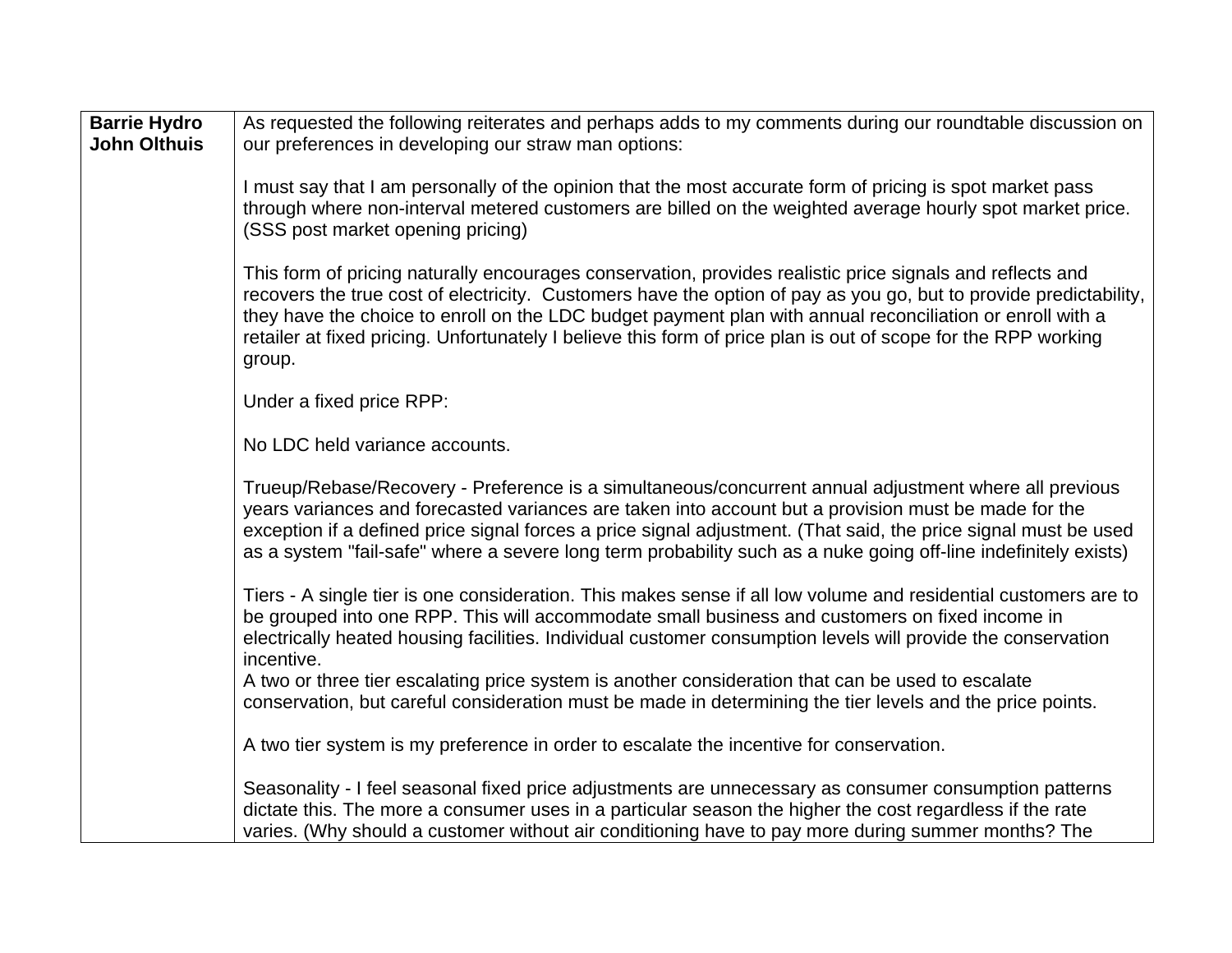| **Barrie Hydro John Olthuis** | As requested the following reiterates and perhaps adds to my comments during our roundtable discussion on our preferences in developing our straw man options:<br><br>I must say that I am personally of the opinion that the most accurate form of pricing is spot market pass through where non-interval metered customers are billed on the weighted average hourly spot market price. (SSS post market opening pricing)<br><br>This form of pricing naturally encourages conservation, provides realistic price signals and reflects and recovers the true cost of electricity. Customers have the option of pay as you go, but to provide predictability, they have the choice to enroll on the LDC budget payment plan with annual reconciliation or enroll with a retailer at fixed pricing. Unfortunately I believe this form of price plan is out of scope for the RPP working group.<br><br>Under a fixed price RPP:<br><br>No LDC held variance accounts.<br><br>Trueup/Rebase/Recovery - Preference is a simultaneous/concurrent annual adjustment where all previous years variances and forecasted variances are taken into account but a provision must be made for the exception if a defined price signal forces a price signal adjustment. (That said, the price signal must be used as a system "fail-safe" where a severe long term probability such as a nuke going off-line indefinitely exists)<br><br>Tiers - A single tier is one consideration. This makes sense if all low volume and residential customers are to be grouped into one RPP. This will accommodate small business and customers on fixed income in electrically heated housing facilities. Individual customer consumption levels will provide the conservation incentive.<br>A two or three tier escalating price system is another consideration that can be used to escalate conservation, but careful consideration must be made in determining the tier levels and the price points.<br><br>A two tier system is my preference in order to escalate the incentive for conservation.<br><br>Seasonality - I feel seasonal fixed price adjustments are unnecessary as consumer consumption patterns dictate this. The more a consumer uses in a particular season the higher the cost regardless if the rate varies. (Why should a customer without air conditioning have to pay more during summer months? The |
|---|---|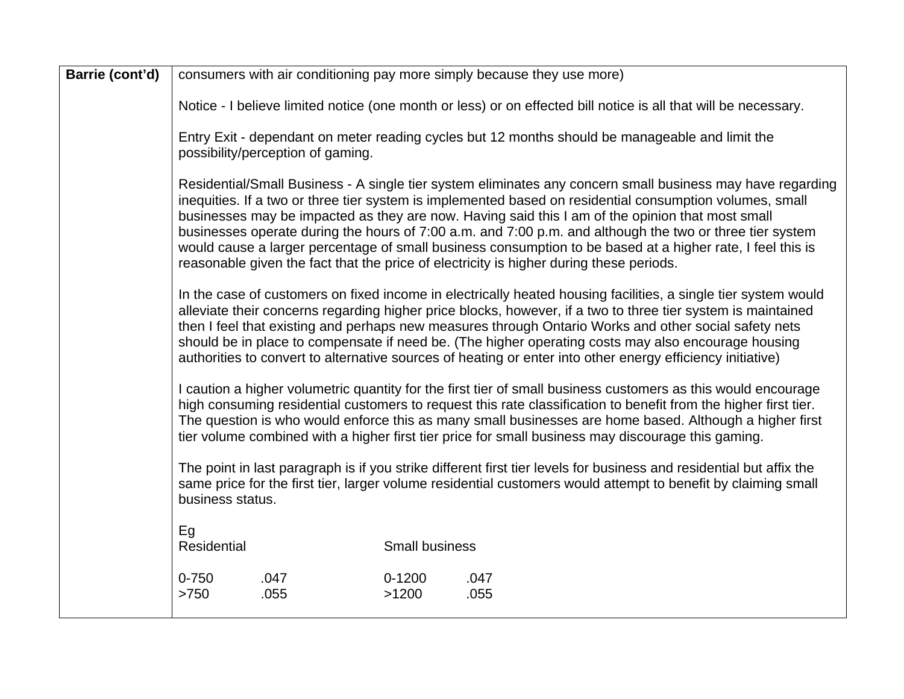| | |
|---|---|
| **Barrie (cont'd)** | consumers with air conditioning pay more simply because they use more)<br><br>Notice - I believe limited notice (one month or less) or on effected bill notice is all that will be necessary.<br><br>Entry Exit - dependant on meter reading cycles but 12 months should be manageable and limit the possibility/perception of gaming.<br><br>Residential/Small Business - A single tier system eliminates any concern small business may have regarding inequities. If a two or three tier system is implemented based on residential consumption volumes, small businesses may be impacted as they are now. Having said this I am of the opinion that most small businesses operate during the hours of 7:00 a.m. and 7:00 p.m. and although the two or three tier system would cause a larger percentage of small business consumption to be based at a higher rate, I feel this is reasonable given the fact that the price of electricity is higher during these periods.<br><br>In the case of customers on fixed income in electrically heated housing facilities, a single tier system would alleviate their concerns regarding higher price blocks, however, if a two to three tier system is maintained then I feel that existing and perhaps new measures through Ontario Works and other social safety nets should be in place to compensate if need be. (The higher operating costs may also encourage housing authorities to convert to alternative sources of heating or enter into other energy efficiency initiative)<br><br>I caution a higher volumetric quantity for the first tier of small business customers as this would encourage high consuming residential customers to request this rate classification to benefit from the higher first tier. The question is who would enforce this as many small businesses are home based. Although a higher first tier volume combined with a higher first tier price for small business may discourage this gaming.<br><br>The point in last paragraph is if you strike different first tier levels for business and residential but affix the same price for the first tier, larger volume residential customers would attempt to benefit by claiming small business status.<br><br>Eg<br>Residential &nbsp;&nbsp;&nbsp;&nbsp;&nbsp;&nbsp;&nbsp;&nbsp; Small business<br><br>0-750 &nbsp;&nbsp; .047 &nbsp;&nbsp;&nbsp;&nbsp;&nbsp;&nbsp;&nbsp;&nbsp; 0-1200 &nbsp;&nbsp; .047<br>>750 &nbsp;&nbsp; .055 &nbsp;&nbsp;&nbsp;&nbsp;&nbsp;&nbsp;&nbsp;&nbsp; >1200 &nbsp;&nbsp; .055 |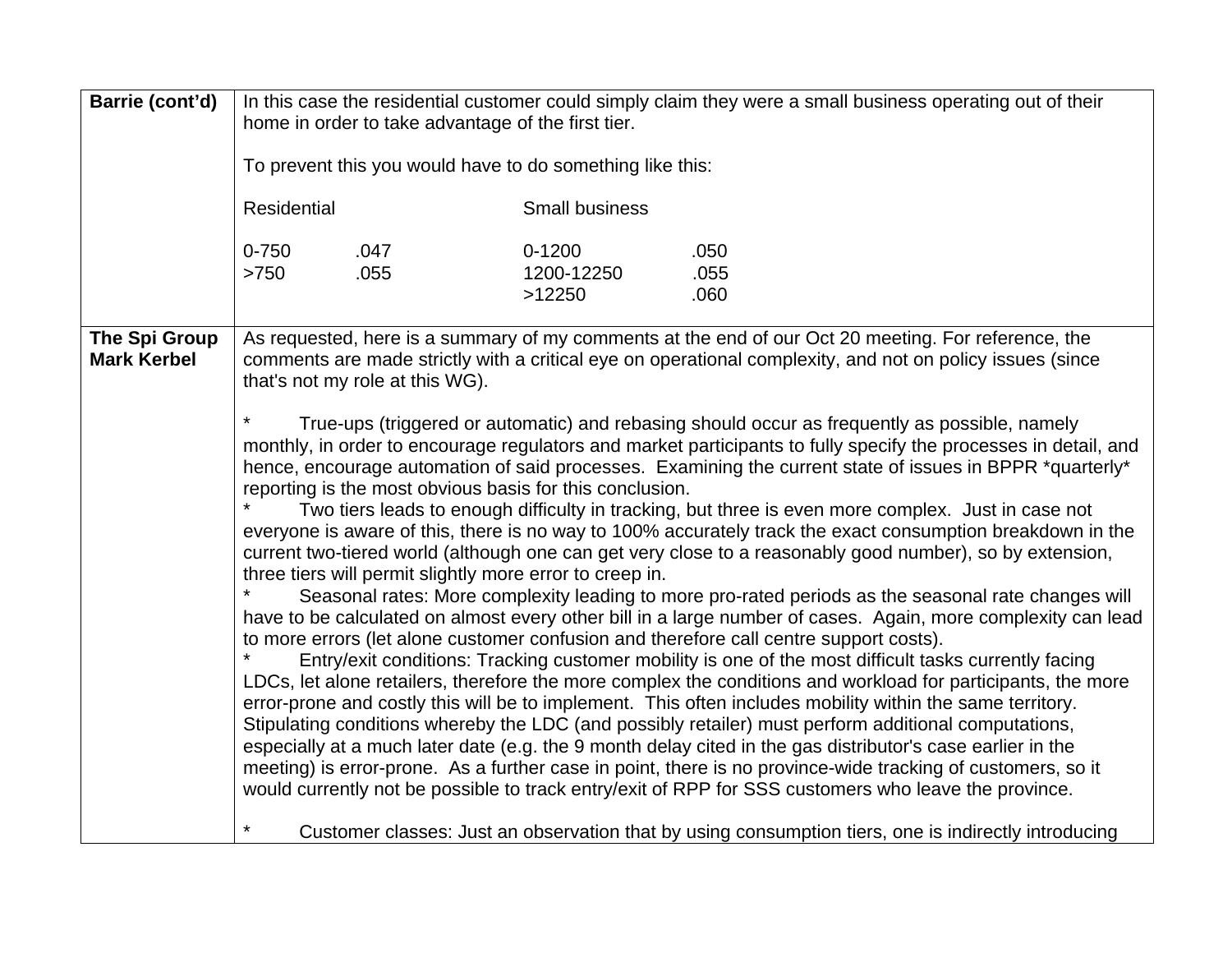| | |
|---|---|
| **Barrie (cont'd)** | In this case the residential customer could simply claim they were a small business operating out of their home in order to take advantage of the first tier.<br><br>To prevent this you would have to do something like this:<br><br>Residential / Small business<br><br>0-750 .047 / 0-1200 .050<br>>750 .055 / 1200-12250 .055<br>>12250 .060 |
| **The Spi Group Mark Kerbel** | As requested, here is a summary of my comments at the end of our Oct 20 meeting. For reference, the comments are made strictly with a critical eye on operational complexity, and not on policy issues (since that's not my role at this WG).<br><br>* True-ups (triggered or automatic) and rebasing should occur as frequently as possible, namely monthly, in order to encourage regulators and market participants to fully specify the processes in detail, and hence, encourage automation of said processes. Examining the current state of issues in BPPR *quarterly* reporting is the most obvious basis for this conclusion.<br>* Two tiers leads to enough difficulty in tracking, but three is even more complex. Just in case not everyone is aware of this, there is no way to 100% accurately track the exact consumption breakdown in the current two-tiered world (although one can get very close to a reasonably good number), so by extension, three tiers will permit slightly more error to creep in.<br>* Seasonal rates: More complexity leading to more pro-rated periods as the seasonal rate changes will have to be calculated on almost every other bill in a large number of cases. Again, more complexity can lead to more errors (let alone customer confusion and therefore call centre support costs).<br>* Entry/exit conditions: Tracking customer mobility is one of the most difficult tasks currently facing LDCs, let alone retailers, therefore the more complex the conditions and workload for participants, the more error-prone and costly this will be to implement. This often includes mobility within the same territory. Stipulating conditions whereby the LDC (and possibly retailer) must perform additional computations, especially at a much later date (e.g. the 9 month delay cited in the gas distributor's case earlier in the meeting) is error-prone. As a further case in point, there is no province-wide tracking of customers, so it would currently not be possible to track entry/exit of RPP for SSS customers who leave the province.<br><br>* Customer classes: Just an observation that by using consumption tiers, one is indirectly introducing |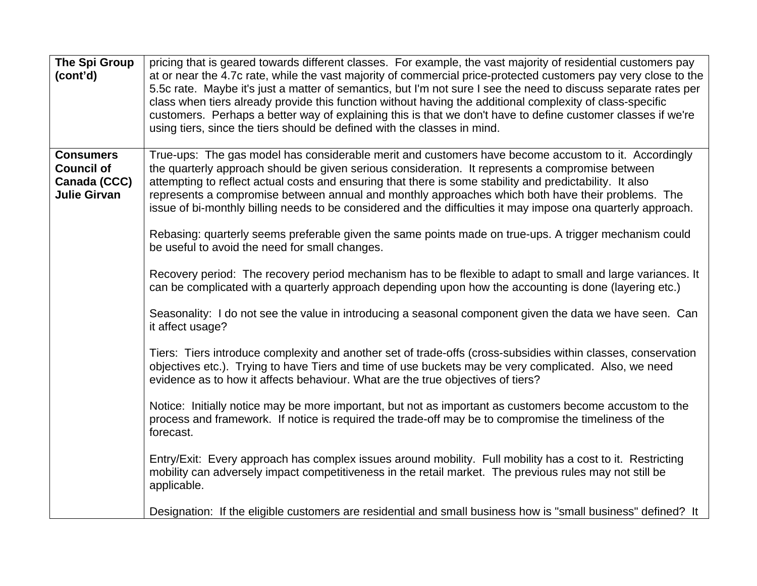| | |
|---|---|
| **The Spi Group (cont'd)** | pricing that is geared towards different classes. For example, the vast majority of residential customers pay at or near the 4.7c rate, while the vast majority of commercial price-protected customers pay very close to the 5.5c rate. Maybe it's just a matter of semantics, but I'm not sure I see the need to discuss separate rates per class when tiers already provide this function without having the additional complexity of class-specific customers. Perhaps a better way of explaining this is that we don't have to define customer classes if we're using tiers, since the tiers should be defined with the classes in mind. |
| **Consumers Council of Canada (CCC) Julie Girvan** | True-ups: The gas model has considerable merit and customers have become accustom to it. Accordingly the quarterly approach should be given serious consideration. It represents a compromise between attempting to reflect actual costs and ensuring that there is some stability and predictability. It also represents a compromise between annual and monthly approaches which both have their problems. The issue of bi-monthly billing needs to be considered and the difficulties it may impose ona quarterly approach.<br><br>Rebasing: quarterly seems preferable given the same points made on true-ups. A trigger mechanism could be useful to avoid the need for small changes.<br><br>Recovery period: The recovery period mechanism has to be flexible to adapt to small and large variances. It can be complicated with a quarterly approach depending upon how the accounting is done (layering etc.)<br><br>Seasonality: I do not see the value in introducing a seasonal component given the data we have seen. Can it affect usage?<br><br>Tiers: Tiers introduce complexity and another set of trade-offs (cross-subsidies within classes, conservation objectives etc.). Trying to have Tiers and time of use buckets may be very complicated. Also, we need evidence as to how it affects behaviour. What are the true objectives of tiers?<br><br>Notice: Initially notice may be more important, but not as important as customers become accustom to the process and framework. If notice is required the trade-off may be to compromise the timeliness of the forecast.<br><br>Entry/Exit: Every approach has complex issues around mobility. Full mobility has a cost to it. Restricting mobility can adversely impact competitiveness in the retail market. The previous rules may not still be applicable.<br><br>Designation: If the eligible customers are residential and small business how is "small business" defined? It |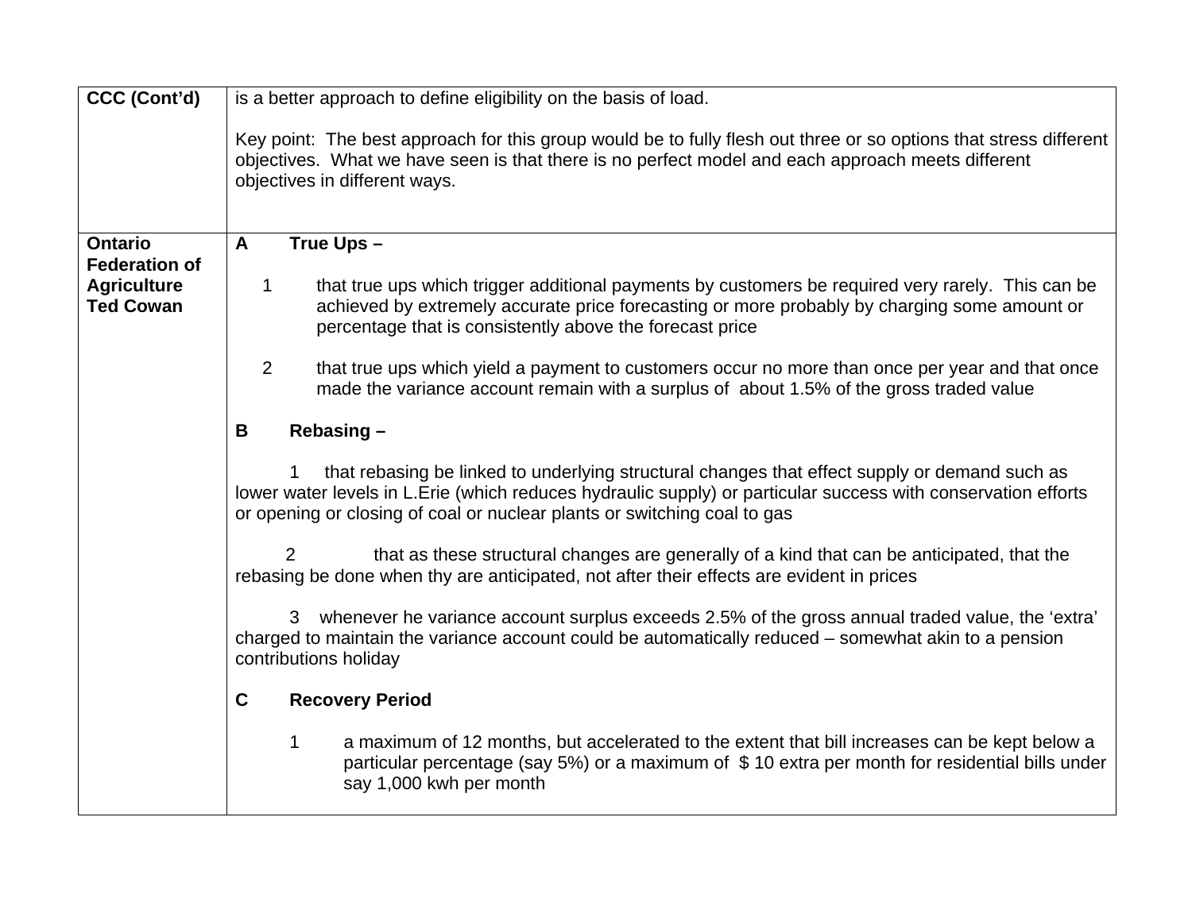| CCC (Cont'd) | is a better approach to define eligibility on the basis of load.<br><br>Key point: The best approach for this group would be to fully flesh out three or so options that stress different objectives. What we have seen is that there is no perfect model and each approach meets different objectives in different ways. |
|---|---|
| **Ontario Federation of Agriculture Ted Cowan** | **A True Ups –**<br><br>1 that true ups which trigger additional payments by customers be required very rarely. This can be achieved by extremely accurate price forecasting or more probably by charging some amount or percentage that is consistently above the forecast price<br><br>2 that true ups which yield a payment to customers occur no more than once per year and that once made the variance account remain with a surplus of about 1.5% of the gross traded value<br><br>**B Rebasing –**<br><br>1 that rebasing be linked to underlying structural changes that effect supply or demand such as lower water levels in L.Erie (which reduces hydraulic supply) or particular success with conservation efforts or opening or closing of coal or nuclear plants or switching coal to gas<br><br>2 that as these structural changes are generally of a kind that can be anticipated, that the rebasing be done when thy are anticipated, not after their effects are evident in prices<br><br>3 whenever he variance account surplus exceeds 2.5% of the gross annual traded value, the 'extra' charged to maintain the variance account could be automatically reduced – somewhat akin to a pension contributions holiday<br><br>**C Recovery Period**<br><br>1 a maximum of 12 months, but accelerated to the extent that bill increases can be kept below a particular percentage (say 5%) or a maximum of $ 10 extra per month for residential bills under say 1,000 kwh per month |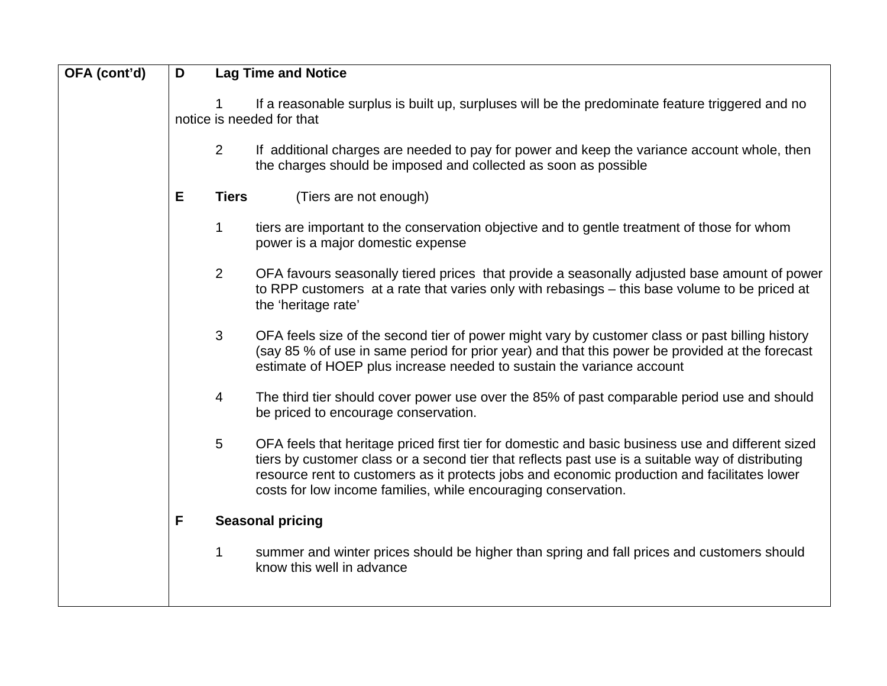| OFA (cont'd) | **D Lag Time and Notice**<br><br>1 If a reasonable surplus is built up, surpluses will be the predominate feature triggered and no notice is needed for that<br><br>2 If additional charges are needed to pay for power and keep the variance account whole, then the charges should be imposed and collected as soon as possible<br><br>**E Tiers** (Tiers are not enough)<br><br>1 tiers are important to the conservation objective and to gentle treatment of those for whom power is a major domestic expense<br><br>2 OFA favours seasonally tiered prices that provide a seasonally adjusted base amount of power to RPP customers at a rate that varies only with rebasings – this base volume to be priced at the 'heritage rate'<br><br>3 OFA feels size of the second tier of power might vary by customer class or past billing history (say 85 % of use in same period for prior year) and that this power be provided at the forecast estimate of HOEP plus increase needed to sustain the variance account<br><br>4 The third tier should cover power use over the 85% of past comparable period use and should be priced to encourage conservation.<br><br>5 OFA feels that heritage priced first tier for domestic and basic business use and different sized tiers by customer class or a second tier that reflects past use is a suitable way of distributing resource rent to customers as it protects jobs and economic production and facilitates lower costs for low income families, while encouraging conservation.<br><br>**F Seasonal pricing**<br><br>1 summer and winter prices should be higher than spring and fall prices and customers should know this well in advance |
|---|---|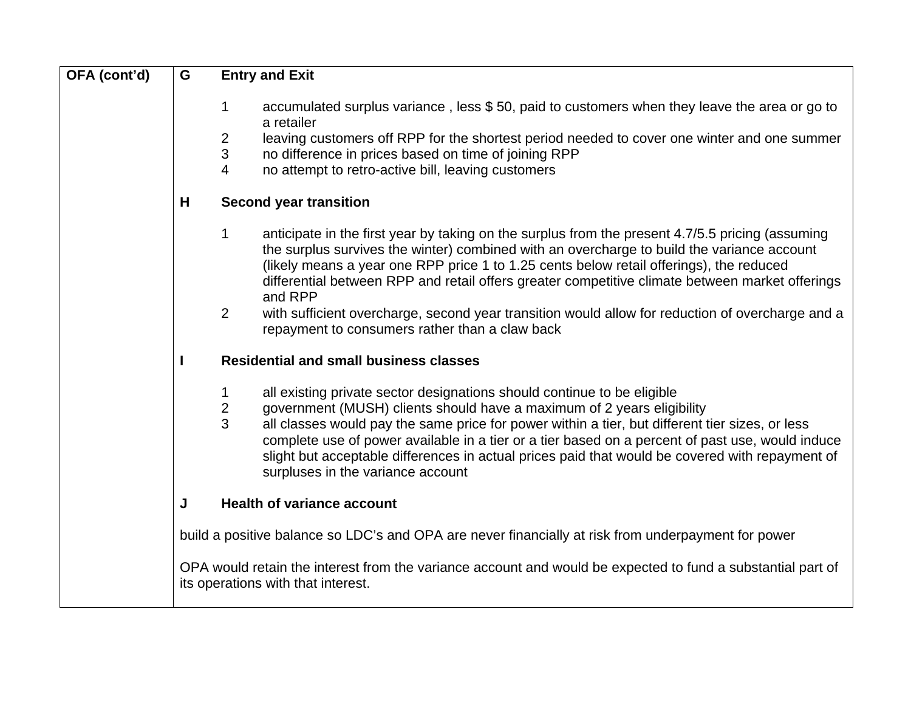| OFA (cont'd) | **G Entry and Exit**<br><br>1 accumulated surplus variance , less $ 50, paid to customers when they leave the area or go to a retailer<br>2 leaving customers off RPP for the shortest period needed to cover one winter and one summer<br>3 no difference in prices based on time of joining RPP<br>4 no attempt to retro-active bill, leaving customers<br><br>**H Second year transition**<br><br>1 anticipate in the first year by taking on the surplus from the present 4.7/5.5 pricing (assuming the surplus survives the winter) combined with an overcharge to build the variance account (likely means a year one RPP price 1 to 1.25 cents below retail offerings), the reduced differential between RPP and retail offers greater competitive climate between market offerings and RPP<br>2 with sufficient overcharge, second year transition would allow for reduction of overcharge and a repayment to consumers rather than a claw back<br><br>**I Residential and small business classes**<br><br>1 all existing private sector designations should continue to be eligible<br>2 government (MUSH) clients should have a maximum of 2 years eligibility<br>3 all classes would pay the same price for power within a tier, but different tier sizes, or less complete use of power available in a tier or a tier based on a percent of past use, would induce slight but acceptable differences in actual prices paid that would be covered with repayment of surpluses in the variance account<br><br>**J Health of variance account**<br><br>build a positive balance so LDC's and OPA are never financially at risk from underpayment for power<br><br>OPA would retain the interest from the variance account and would be expected to fund a substantial part of its operations with that interest. |
|---|---|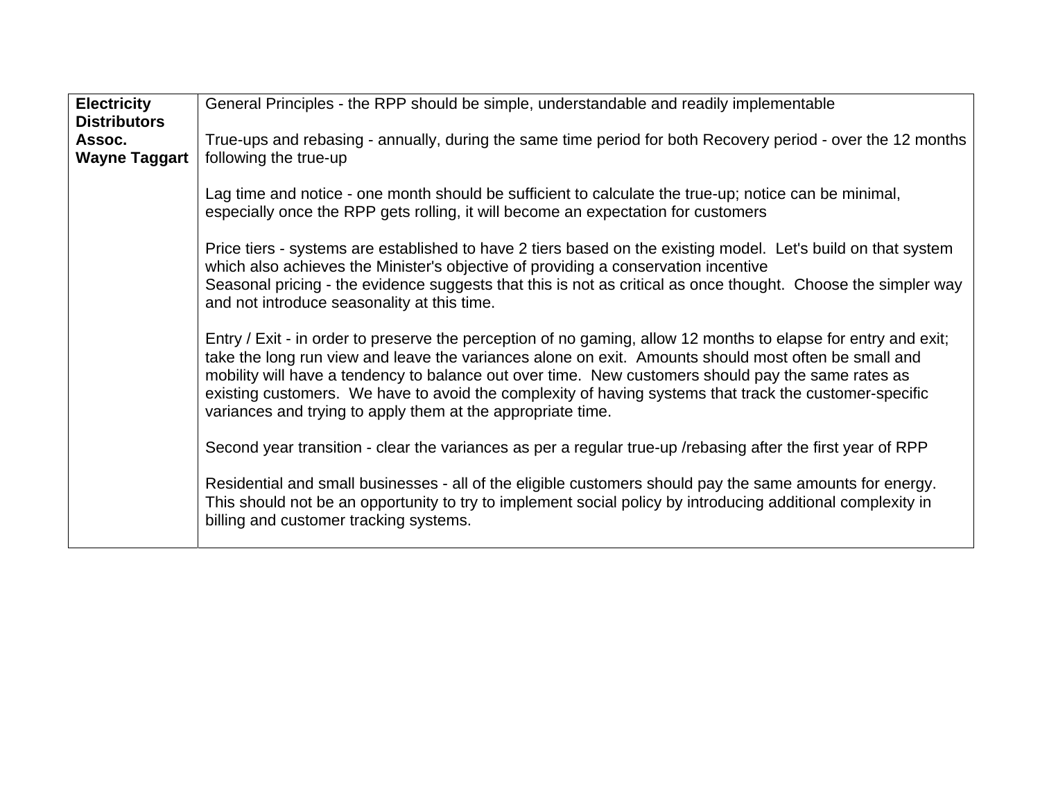| **Electricity Distributors Assoc. Wayne Taggart** | General Principles - the RPP should be simple, understandable and readily implementable<br><br>True-ups and rebasing - annually, during the same time period for both Recovery period - over the 12 months following the true-up<br><br>Lag time and notice - one month should be sufficient to calculate the true-up; notice can be minimal, especially once the RPP gets rolling, it will become an expectation for customers<br><br>Price tiers - systems are established to have 2 tiers based on the existing model. Let's build on that system which also achieves the Minister's objective of providing a conservation incentive<br>Seasonal pricing - the evidence suggests that this is not as critical as once thought. Choose the simpler way and not introduce seasonality at this time.<br><br>Entry / Exit - in order to preserve the perception of no gaming, allow 12 months to elapse for entry and exit; take the long run view and leave the variances alone on exit. Amounts should most often be small and mobility will have a tendency to balance out over time. New customers should pay the same rates as existing customers. We have to avoid the complexity of having systems that track the customer-specific variances and trying to apply them at the appropriate time.<br><br>Second year transition - clear the variances as per a regular true-up /rebasing after the first year of RPP<br><br>Residential and small businesses - all of the eligible customers should pay the same amounts for energy. This should not be an opportunity to try to implement social policy by introducing additional complexity in billing and customer tracking systems. |
|---|---|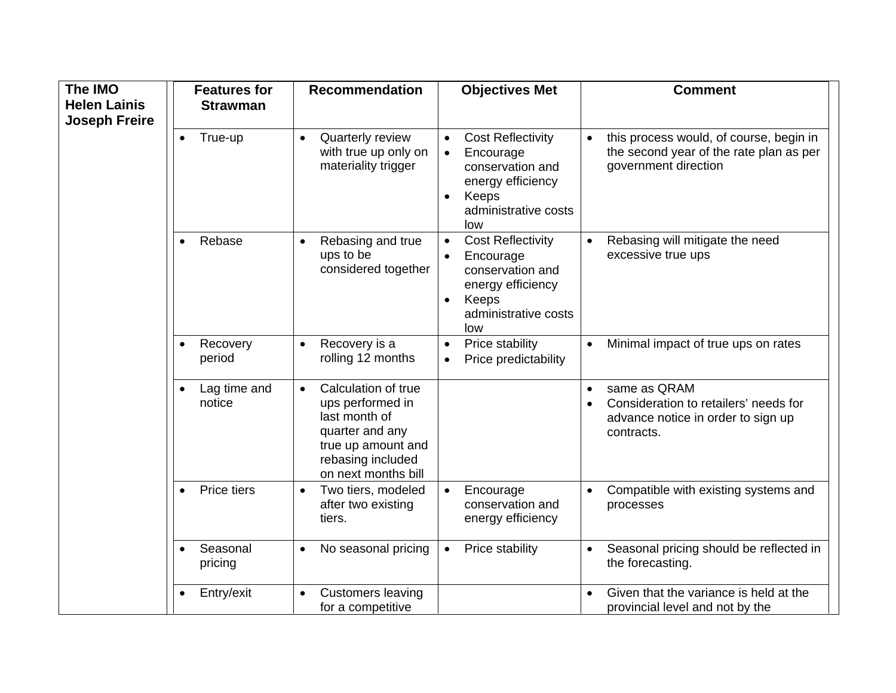| The IMO Helen Lainis Joseph Freire | Features for Strawman | Recommendation | Objectives Met | Comment |
|---|---|---|---|---|
| | • True-up | • Quarterly review with true up only on materiality trigger | • Cost Reflectivity<br>• Encourage conservation and energy efficiency<br>• Keeps administrative costs low | • this process would, of course, begin in the second year of the rate plan as per government direction |
| | • Rebase | • Rebasing and true ups to be considered together | • Cost Reflectivity<br>• Encourage conservation and energy efficiency<br>• Keeps administrative costs low | • Rebasing will mitigate the need excessive true ups |
| | • Recovery period | • Recovery is a rolling 12 months | • Price stability<br>• Price predictability | • Minimal impact of true ups on rates |
| | • Lag time and notice | • Calculation of true ups performed in last month of quarter and any true up amount and rebasing included on next months bill | | • same as QRAM<br>• Consideration to retailers' needs for advance notice in order to sign up contracts. |
| | • Price tiers | • Two tiers, modeled after two existing tiers. | • Encourage conservation and energy efficiency | • Compatible with existing systems and processes |
| | • Seasonal pricing | • No seasonal pricing | • Price stability | • Seasonal pricing should be reflected in the forecasting. |
| | • Entry/exit | • Customers leaving for a competitive | | • Given that the variance is held at the provincial level and not by the |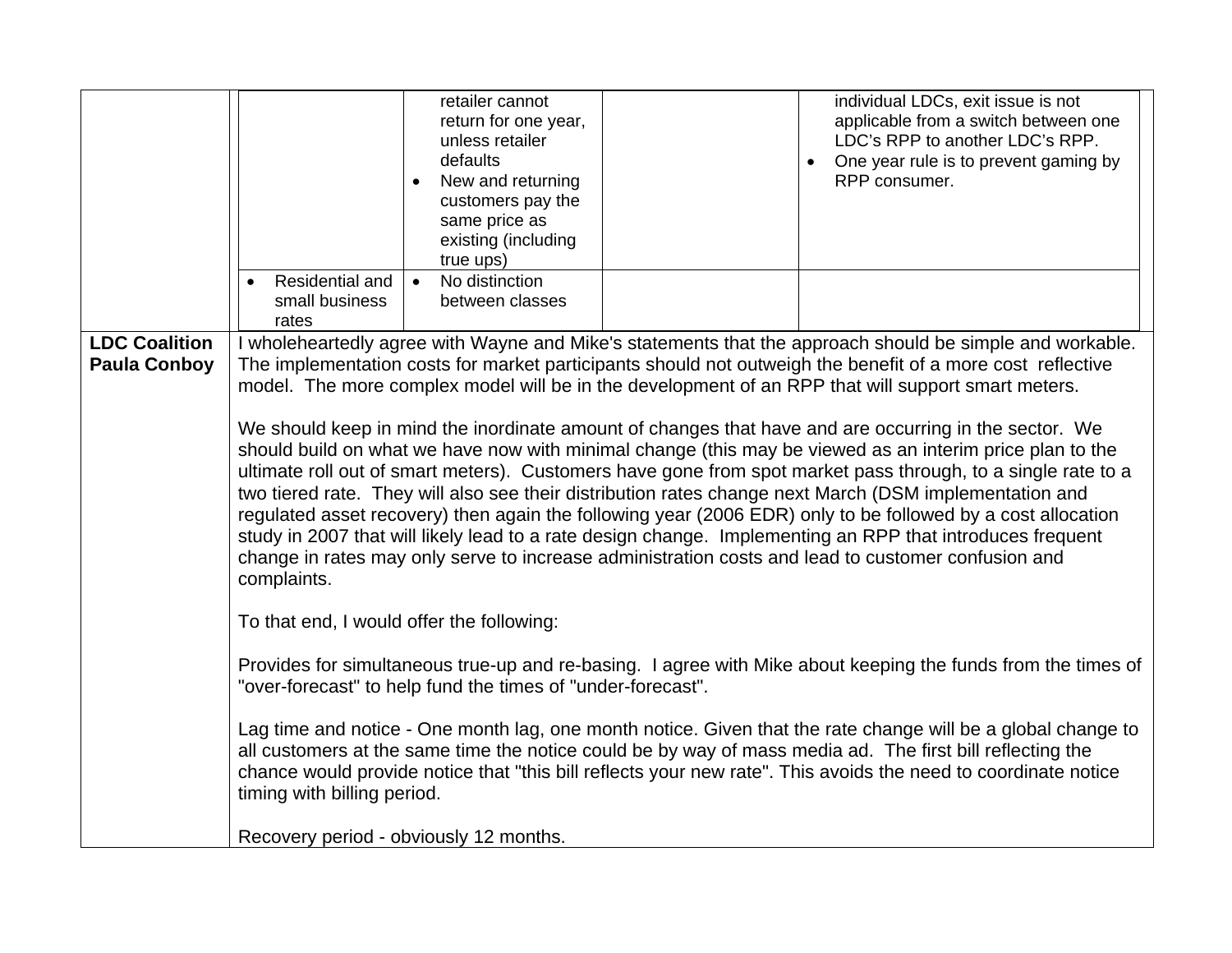| | | | | |
|---|---|---|---|---|
| | | retailer cannot return for one year, unless retailer defaults<br>• New and returning customers pay the same price as existing (including true ups) | | individual LDCs, exit issue is not applicable from a switch between one LDC's RPP to another LDC's RPP.<br>• One year rule is to prevent gaming by RPP consumer. |
| | • Residential and small business rates | • No distinction between classes | | |

| | |
|---|---|
| **LDC Coalition Paula Conboy** | I wholeheartedly agree with Wayne and Mike's statements that the approach should be simple and workable. The implementation costs for market participants should not outweigh the benefit of a more cost reflective model. The more complex model will be in the development of an RPP that will support smart meters.<br><br>We should keep in mind the inordinate amount of changes that have and are occurring in the sector. We should build on what we have now with minimal change (this may be viewed as an interim price plan to the ultimate roll out of smart meters). Customers have gone from spot market pass through, to a single rate to a two tiered rate. They will also see their distribution rates change next March (DSM implementation and regulated asset recovery) then again the following year (2006 EDR) only to be followed by a cost allocation study in 2007 that will likely lead to a rate design change. Implementing an RPP that introduces frequent change in rates may only serve to increase administration costs and lead to customer confusion and complaints.<br><br>To that end, I would offer the following:<br><br>Provides for simultaneous true-up and re-basing. I agree with Mike about keeping the funds from the times of "over-forecast" to help fund the times of "under-forecast".<br><br>Lag time and notice - One month lag, one month notice. Given that the rate change will be a global change to all customers at the same time the notice could be by way of mass media ad. The first bill reflecting the chance would provide notice that "this bill reflects your new rate". This avoids the need to coordinate notice timing with billing period.<br><br>Recovery period - obviously 12 months. |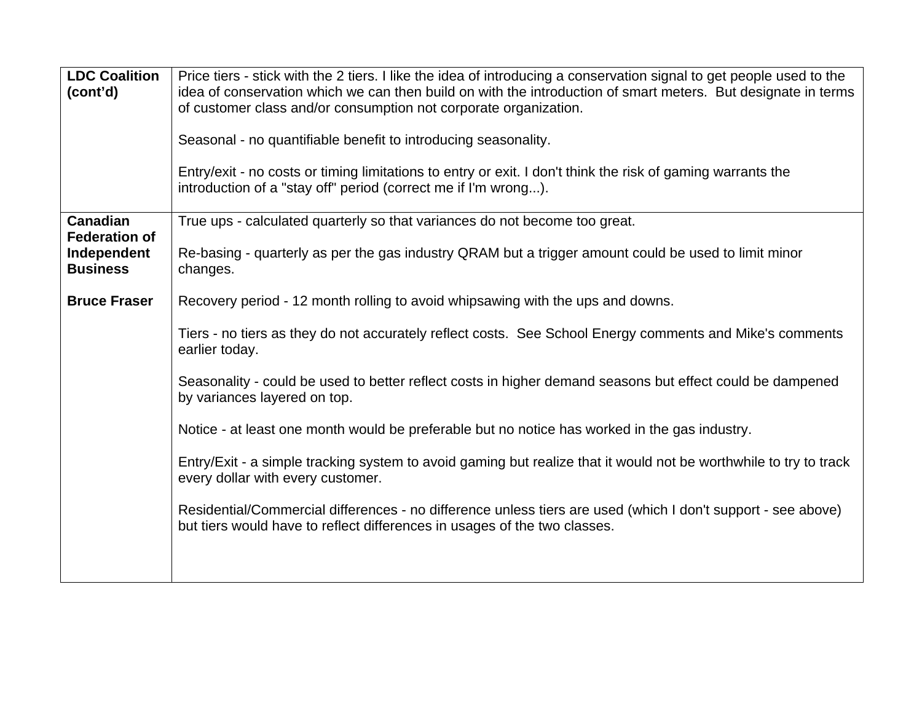| | |
|---|---|
| **LDC Coalition (cont'd)** | Price tiers - stick with the 2 tiers. I like the idea of introducing a conservation signal to get people used to the idea of conservation which we can then build on with the introduction of smart meters. But designate in terms of customer class and/or consumption not corporate organization.<br><br>Seasonal - no quantifiable benefit to introducing seasonality.<br><br>Entry/exit - no costs or timing limitations to entry or exit. I don't think the risk of gaming warrants the introduction of a "stay off" period (correct me if I'm wrong...). |
| **Canadian Federation of Independent Business**<br><br>**Bruce Fraser** | True ups - calculated quarterly so that variances do not become too great.<br><br>Re-basing - quarterly as per the gas industry QRAM but a trigger amount could be used to limit minor changes.<br><br>Recovery period - 12 month rolling to avoid whipsawing with the ups and downs.<br><br>Tiers - no tiers as they do not accurately reflect costs. See School Energy comments and Mike's comments earlier today.<br><br>Seasonality - could be used to better reflect costs in higher demand seasons but effect could be dampened by variances layered on top.<br><br>Notice - at least one month would be preferable but no notice has worked in the gas industry.<br><br>Entry/Exit - a simple tracking system to avoid gaming but realize that it would not be worthwhile to to try to track every dollar with every customer.<br><br>Residential/Commercial differences - no difference unless tiers are used (which I don't support - see above) but tiers would have to reflect differences in usages of the two classes. |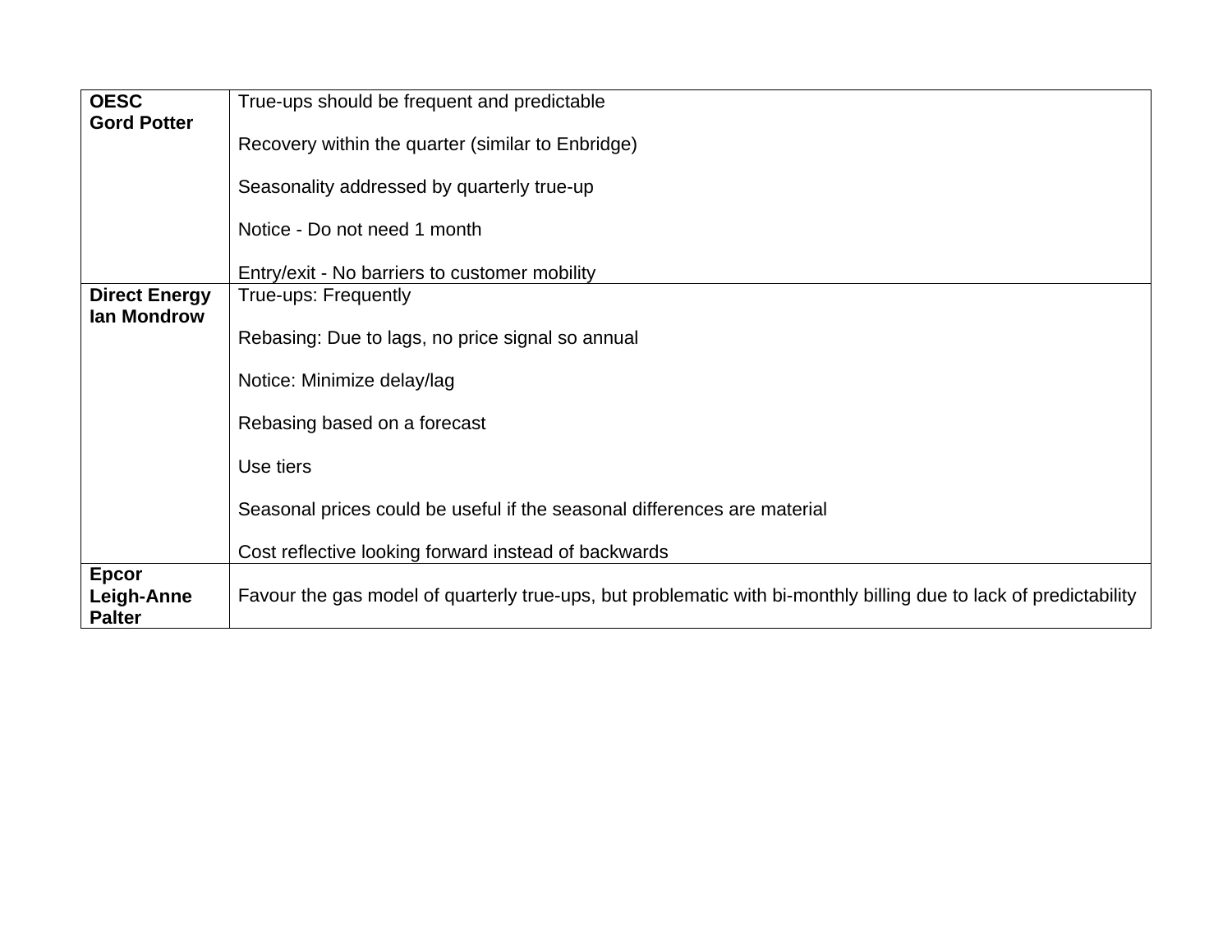| | |
|---|---|
| **OESC Gord Potter** | True-ups should be frequent and predictable<br><br>Recovery within the quarter (similar to Enbridge)<br><br>Seasonality addressed by quarterly true-up<br><br>Notice - Do not need 1 month<br><br>Entry/exit - No barriers to customer mobility |
| **Direct Energy Ian Mondrow** | True-ups: Frequently<br><br>Rebasing: Due to lags, no price signal so annual<br><br>Notice: Minimize delay/lag<br><br>Rebasing based on a forecast<br><br>Use tiers<br><br>Seasonal prices could be useful if the seasonal differences are material<br><br>Cost reflective looking forward instead of backwards |
| **Epcor Leigh-Anne Palter** | Favour the gas model of quarterly true-ups, but problematic with bi-monthly billing due to lack of predictability |